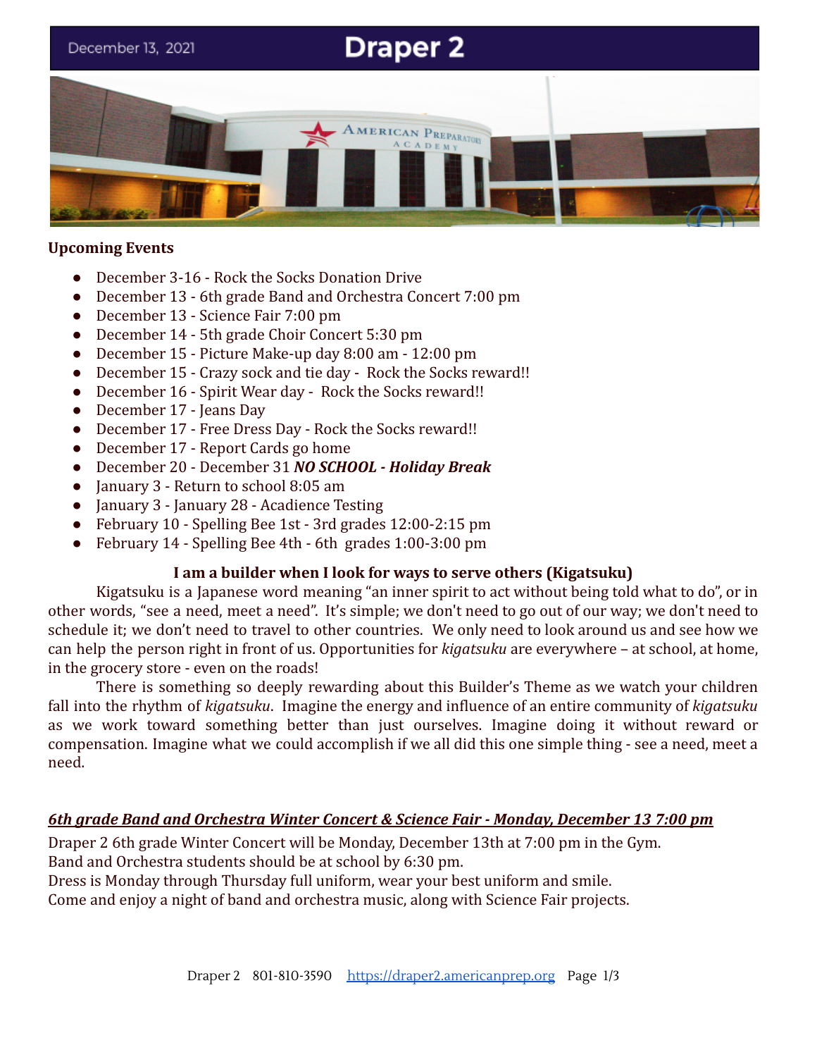December 13, 2021

# Draper 2

## Upcoming Events

- December 3-16 - Rock the Socks Donation Drive
- December 13 - 6th grade Band and Orchestra Concert 7:00 pm
- December 13 - Science Fair 7:00 pm
- December 14 - 5th grade Choir Concert 5:30 pm
- December 15 - Picture Make-up day 8:00 am - 12:00 pm
- December 15 - Crazy sock and tie day - Rock the Socks reward!!
- December 16 - Spirit Wear day - Rock the Socks reward!!
- December 17 - Jeans Day
- December 17 - Free Dress Day - Rock the Socks reward!!
- December 17 - Report Cards go home
- December 20 - December 31 ***NO SCHOOL - Holiday Break***
- January 3 - Return to school 8:05 am
- January 3 - January 28 - Acadience Testing
- February 10 - Spelling Bee 1st - 3rd grades 12:00-2:15 pm
- February 14 - Spelling Bee 4th - 6th grades 1:00-3:00 pm

### I am a builder when I look for ways to serve others (Kigatsuku)

Kigatsuku is a Japanese word meaning "an inner spirit to act without being told what to do", or in other words, "see a need, meet a need". It's simple; we don't need to go out of our way; we don't need to schedule it; we don't need to travel to other countries. We only need to look around us and see how we can help the person right in front of us. Opportunities for *kigatsuku* are everywhere – at school, at home, in the grocery store - even on the roads!

There is something so deeply rewarding about this Builder's Theme as we watch your children fall into the rhythm of *kigatsuku*. Imagine the energy and influence of an entire community of *kigatsuku* as we work toward something better than just ourselves. Imagine doing it without reward or compensation. Imagine what we could accomplish if we all did this one simple thing - see a need, meet a need.

### ***6th grade Band and Orchestra Winter Concert & Science Fair - Monday, December 13 7:00 pm***

Draper 2 6th grade Winter Concert will be Monday, December 13th at 7:00 pm in the Gym.
Band and Orchestra students should be at school by 6:30 pm.
Dress is Monday through Thursday full uniform, wear your best uniform and smile.
Come and enjoy a night of band and orchestra music, along with Science Fair projects.

Draper 2 801-810-3590 https://draper2.americanprep.org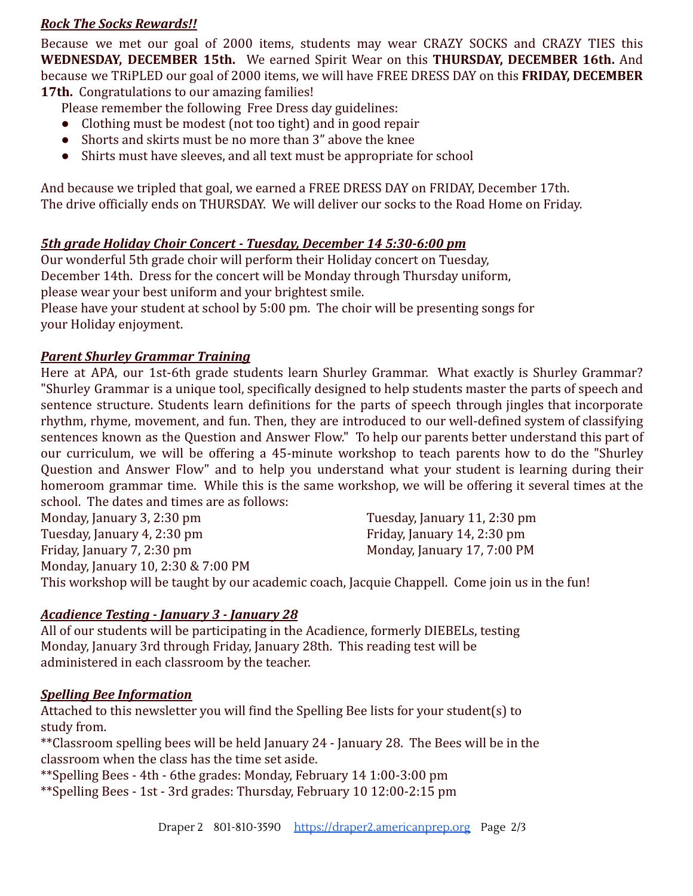***Rock The Socks Rewards!!***

Because we met our goal of 2000 items, students may wear CRAZY SOCKS and CRAZY TIES this **WEDNESDAY, DECEMBER 15th.** We earned Spirit Wear on this **THURSDAY, DECEMBER 16th.** And because we TRiPLED our goal of 2000 items, we will have FREE DRESS DAY on this **FRIDAY, DECEMBER 17th.** Congratulations to our amazing families!

Please remember the following Free Dress day guidelines:

- Clothing must be modest (not too tight) and in good repair
- Shorts and skirts must be no more than 3" above the knee
- Shirts must have sleeves, and all text must be appropriate for school

And because we tripled that goal, we earned a FREE DRESS DAY on FRIDAY, December 17th.
The drive officially ends on THURSDAY. We will deliver our socks to the Road Home on Friday.

***5th grade Holiday Choir Concert - Tuesday, December 14 5:30-6:00 pm***

Our wonderful 5th grade choir will perform their Holiday concert on Tuesday, December 14th. Dress for the concert will be Monday through Thursday uniform, please wear your best uniform and your brightest smile.
Please have your student at school by 5:00 pm. The choir will be presenting songs for your Holiday enjoyment.

***Parent Shurley Grammar Training***

Here at APA, our 1st-6th grade students learn Shurley Grammar. What exactly is Shurley Grammar? "Shurley Grammar is a unique tool, specifically designed to help students master the parts of speech and sentence structure. Students learn definitions for the parts of speech through jingles that incorporate rhythm, rhyme, movement, and fun. Then, they are introduced to our well-defined system of classifying sentences known as the Question and Answer Flow." To help our parents better understand this part of our curriculum, we will be offering a 45-minute workshop to teach parents how to do the "Shurley Question and Answer Flow" and to help you understand what your student is learning during their homeroom grammar time. While this is the same workshop, we will be offering it several times at the school. The dates and times are as follows:

Monday, January 3, 2:30 pm
Tuesday, January 4, 2:30 pm
Friday, January 7, 2:30 pm
Monday, January 10, 2:30 & 7:00 PM
Tuesday, January 11, 2:30 pm
Friday, January 14, 2:30 pm
Monday, January 17, 7:00 PM

This workshop will be taught by our academic coach, Jacquie Chappell. Come join us in the fun!

***Acadience Testing - January 3 - January 28***

All of our students will be participating in the Acadience, formerly DIEBELs, testing Monday, January 3rd through Friday, January 28th. This reading test will be administered in each classroom by the teacher.

***Spelling Bee Information***

Attached to this newsletter you will find the Spelling Bee lists for your student(s) to study from.

**Classroom spelling bees will be held January 24 - January 28. The Bees will be in the classroom when the class has the time set aside.

**Spelling Bees - 4th - 6the grades: Monday, February 14 1:00-3:00 pm

**Spelling Bees - 1st - 3rd grades: Thursday, February 10 12:00-2:15 pm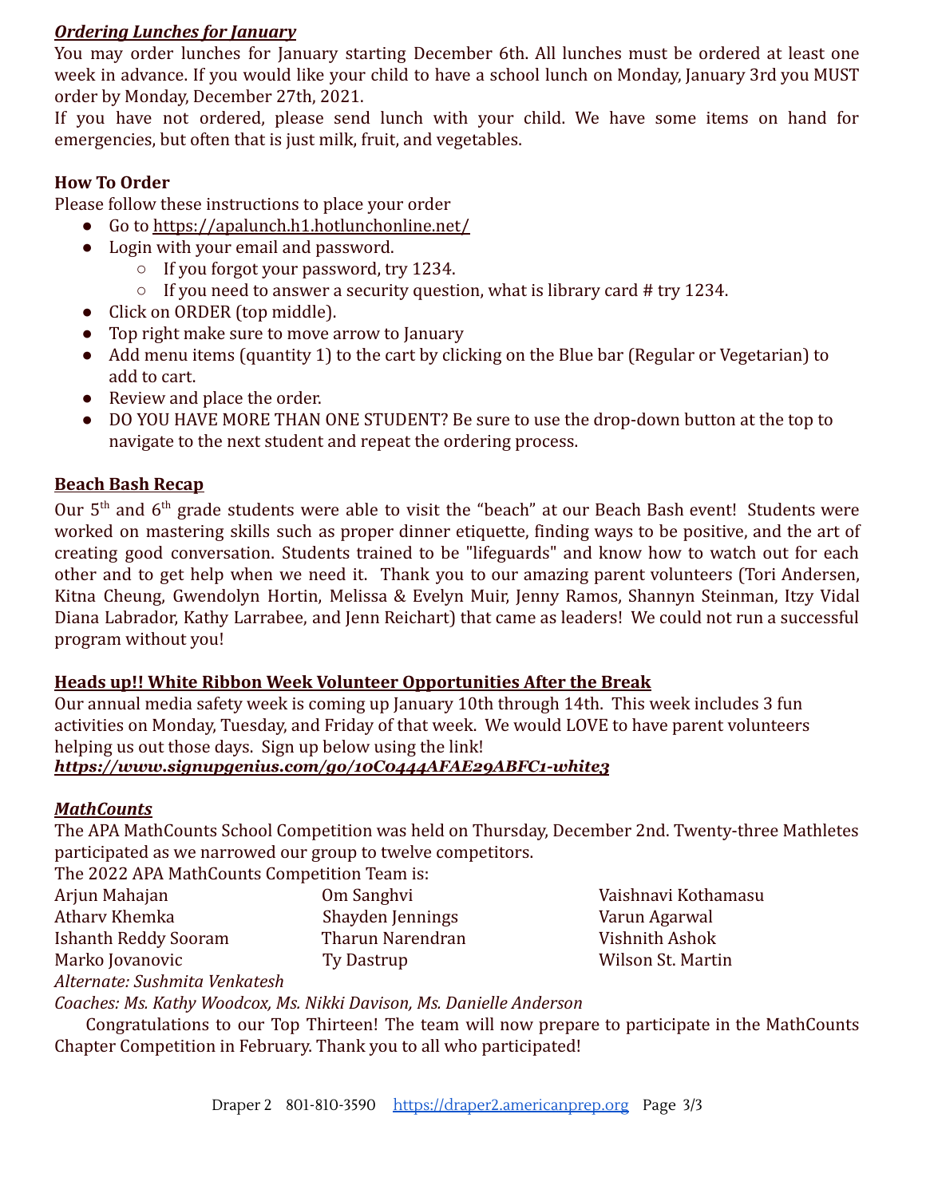## ***Ordering Lunches for January***

You may order lunches for January starting December 6th. All lunches must be ordered at least one week in advance. If you would like your child to have a school lunch on Monday, January 3rd you MUST order by Monday, December 27th, 2021.

If you have not ordered, please send lunch with your child. We have some items on hand for emergencies, but often that is just milk, fruit, and vegetables.

**How To Order**

Please follow these instructions to place your order

- Go to https://apalunch.h1.hotlunchonline.net/
- Login with your email and password.
  - If you forgot your password, try 1234.
  - If you need to answer a security question, what is library card # try 1234.
- Click on ORDER (top middle).
- Top right make sure to move arrow to January
- Add menu items (quantity 1) to the cart by clicking on the Blue bar (Regular or Vegetarian) to add to cart.
- Review and place the order.
- DO YOU HAVE MORE THAN ONE STUDENT? Be sure to use the drop-down button at the top to navigate to the next student and repeat the ordering process.

## **Beach Bash Recap**

Our 5th and 6th grade students were able to visit the "beach" at our Beach Bash event! Students were worked on mastering skills such as proper dinner etiquette, finding ways to be positive, and the art of creating good conversation. Students trained to be "lifeguards" and know how to watch out for each other and to get help when we need it. Thank you to our amazing parent volunteers (Tori Andersen, Kitna Cheung, Gwendolyn Hortin, Melissa & Evelyn Muir, Jenny Ramos, Shannyn Steinman, Itzy Vidal Diana Labrador, Kathy Larrabee, and Jenn Reichart) that came as leaders! We could not run a successful program without you!

## **Heads up!! White Ribbon Week Volunteer Opportunities After the Break**

Our annual media safety week is coming up January 10th through 14th. This week includes 3 fun activities on Monday, Tuesday, and Friday of that week. We would LOVE to have parent volunteers helping us out those days. Sign up below using the link!

***https://www.signupgenius.com/go/10C0444AFAE29ABFC1-white3***

## ***MathCounts***

The APA MathCounts School Competition was held on Thursday, December 2nd. Twenty-three Mathletes participated as we narrowed our group to twelve competitors.

The 2022 APA MathCounts Competition Team is:

| | | |
|---|---|---|
| Arjun Mahajan | Om Sanghvi | Vaishnavi Kothamasu |
| Atharv Khemka | Shayden Jennings | Varun Agarwal |
| Ishanth Reddy Sooram | Tharun Narendran | Vishnith Ashok |
| Marko Jovanovic | Ty Dastrup | Wilson St. Martin |

*Alternate: Sushmita Venkatesh*

*Coaches: Ms. Kathy Woodcox, Ms. Nikki Davison, Ms. Danielle Anderson*

Congratulations to our Top Thirteen! The team will now prepare to participate in the MathCounts Chapter Competition in February. Thank you to all who participated!